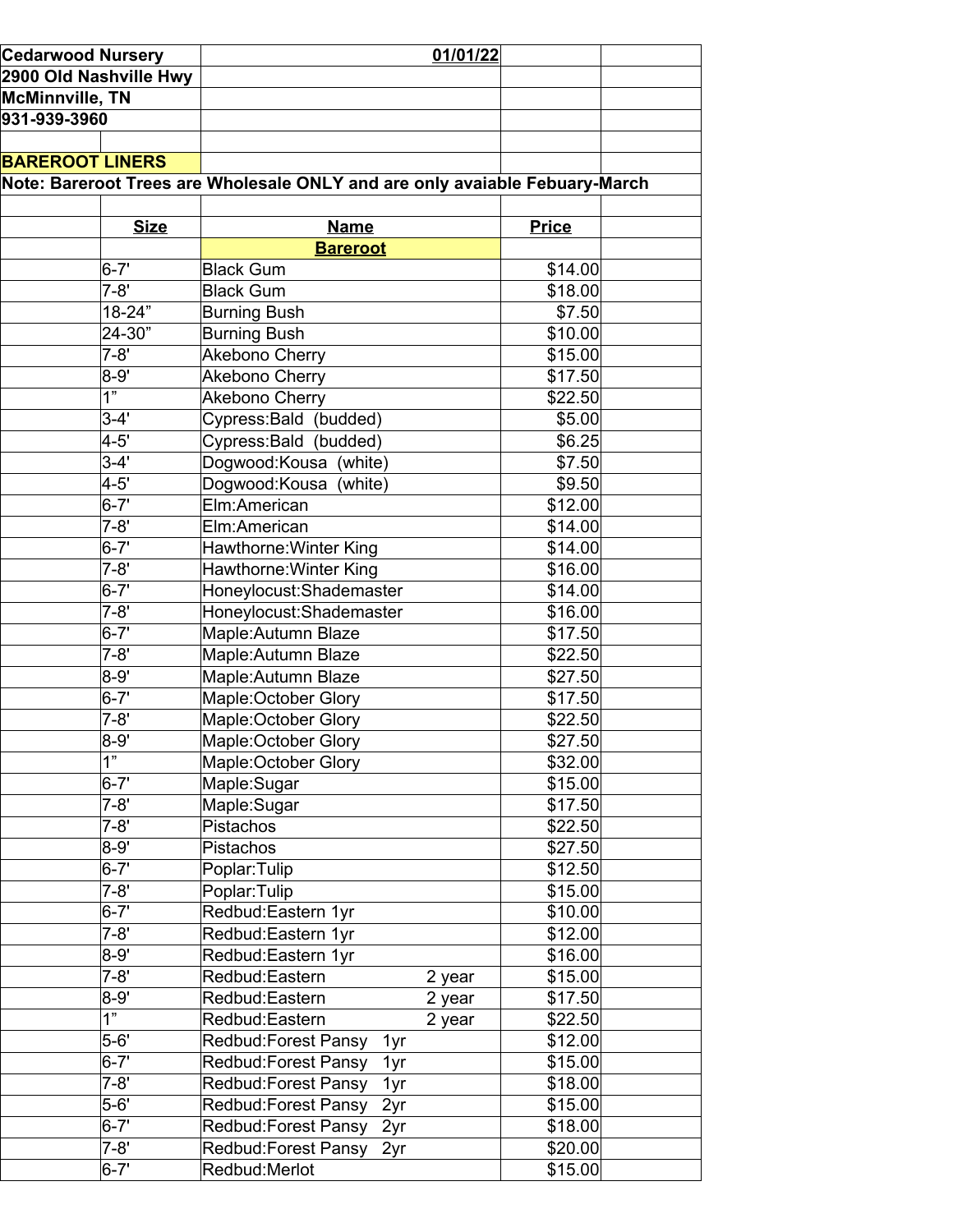**Cedarwood Nursery** **01/01/22**

**2900 Old Nashville Hwy**

**McMinnville, TN**

**931-939-3960**

**BAREROOT LINERS**

**Note: Bareroot Trees are Wholesale ONLY and are only avaiable Febuary-March**

| Size | Name | Price |
|---|---|---|
| | **Bareroot** | |
| 6-7' | Black Gum | $14.00 |
| 7-8' | Black Gum | $18.00 |
| 18-24" | Burning Bush | $7.50 |
| 24-30" | Burning Bush | $10.00 |
| 7-8' | Akebono Cherry | $15.00 |
| 8-9' | Akebono Cherry | $17.50 |
| 1" | Akebono Cherry | $22.50 |
| 3-4' | Cypress:Bald (budded) | $5.00 |
| 4-5' | Cypress:Bald (budded) | $6.25 |
| 3-4' | Dogwood:Kousa (white) | $7.50 |
| 4-5' | Dogwood:Kousa (white) | $9.50 |
| 6-7' | Elm:American | $12.00 |
| 7-8' | Elm:American | $14.00 |
| 6-7' | Hawthorne:Winter King | $14.00 |
| 7-8' | Hawthorne:Winter King | $16.00 |
| 6-7' | Honeylocust:Shademaster | $14.00 |
| 7-8' | Honeylocust:Shademaster | $16.00 |
| 6-7' | Maple:Autumn Blaze | $17.50 |
| 7-8' | Maple:Autumn Blaze | $22.50 |
| 8-9' | Maple:Autumn Blaze | $27.50 |
| 6-7' | Maple:October Glory | $17.50 |
| 7-8' | Maple:October Glory | $22.50 |
| 8-9' | Maple:October Glory | $27.50 |
| 1" | Maple:October Glory | $32.00 |
| 6-7' | Maple:Sugar | $15.00 |
| 7-8' | Maple:Sugar | $17.50 |
| 7-8' | Pistachos | $22.50 |
| 8-9' | Pistachos | $27.50 |
| 6-7' | Poplar:Tulip | $12.50 |
| 7-8' | Poplar:Tulip | $15.00 |
| 6-7' | Redbud:Eastern 1yr | $10.00 |
| 7-8' | Redbud:Eastern 1yr | $12.00 |
| 8-9' | Redbud:Eastern 1yr | $16.00 |
| 7-8' | Redbud:Eastern 2 year | $15.00 |
| 8-9' | Redbud:Eastern 2 year | $17.50 |
| 1" | Redbud:Eastern 2 year | $22.50 |
| 5-6' | Redbud:Forest Pansy 1yr | $12.00 |
| 6-7' | Redbud:Forest Pansy 1yr | $15.00 |
| 7-8' | Redbud:Forest Pansy 1yr | $18.00 |
| 5-6' | Redbud:Forest Pansy 2yr | $15.00 |
| 6-7' | Redbud:Forest Pansy 2yr | $18.00 |
| 7-8' | Redbud:Forest Pansy 2yr | $20.00 |
| 6-7' | Redbud:Merlot | $15.00 |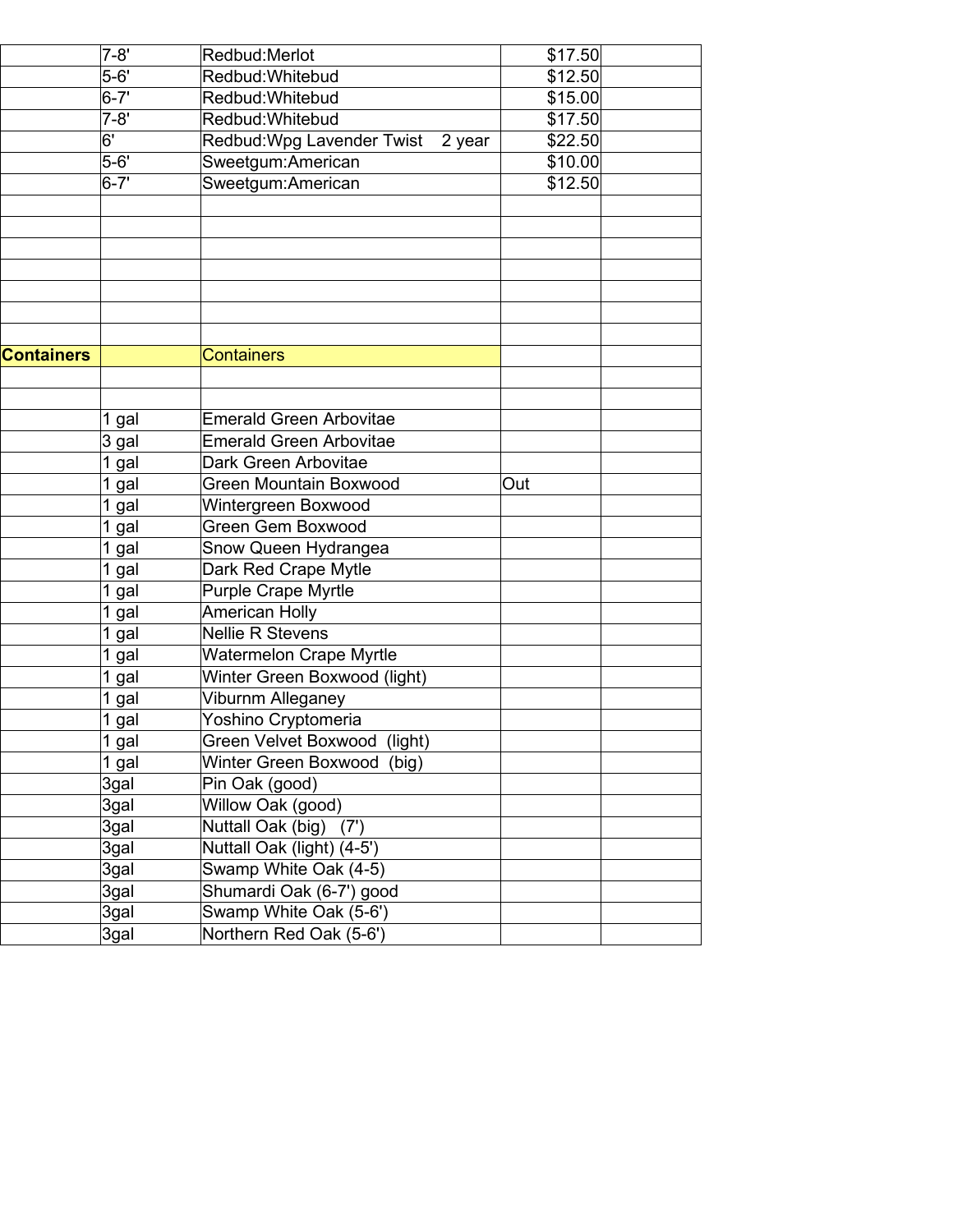| | | | | |
|---|---|---|---|---|
| | 7-8' | Redbud:Merlot | $17.50 | |
| | 5-6' | Redbud:Whitebud | $12.50 | |
| | 6-7' | Redbud:Whitebud | $15.00 | |
| | 7-8' | Redbud:Whitebud | $17.50 | |
| | 6' | Redbud:Wpg Lavender Twist 2 year | $22.50 | |
| | 5-6' | Sweetgum:American | $10.00 | |
| | 6-7' | Sweetgum:American | $12.50 | |
| | | | | |
| | | | | |
| | | | | |
| | | | | |
| | | | | |
| | | | | |
| | | | | |
| **Containers** | | Containers | | |
| | | | | |
| | | | | |
| | 1 gal | Emerald Green Arbovitae | | |
| | 3 gal | Emerald Green Arbovitae | | |
| | 1 gal | Dark Green Arbovitae | | |
| | 1 gal | Green Mountain Boxwood | Out | |
| | 1 gal | Wintergreen Boxwood | | |
| | 1 gal | Green Gem Boxwood | | |
| | 1 gal | Snow Queen Hydrangea | | |
| | 1 gal | Dark Red Crape Mytle | | |
| | 1 gal | Purple Crape Myrtle | | |
| | 1 gal | American Holly | | |
| | 1 gal | Nellie R Stevens | | |
| | 1 gal | Watermelon Crape Myrtle | | |
| | 1 gal | Winter Green Boxwood (light) | | |
| | 1 gal | Viburnm Alleganey | | |
| | 1 gal | Yoshino Cryptomeria | | |
| | 1 gal | Green Velvet Boxwood (light) | | |
| | 1 gal | Winter Green Boxwood (big) | | |
| | 3gal | Pin Oak (good) | | |
| | 3gal | Willow Oak (good) | | |
| | 3gal | Nuttall Oak (big) (7') | | |
| | 3gal | Nuttall Oak (light) (4-5') | | |
| | 3gal | Swamp White Oak (4-5) | | |
| | 3gal | Shumardi Oak (6-7') good | | |
| | 3gal | Swamp White Oak (5-6') | | |
| | 3gal | Northern Red Oak (5-6') | | |